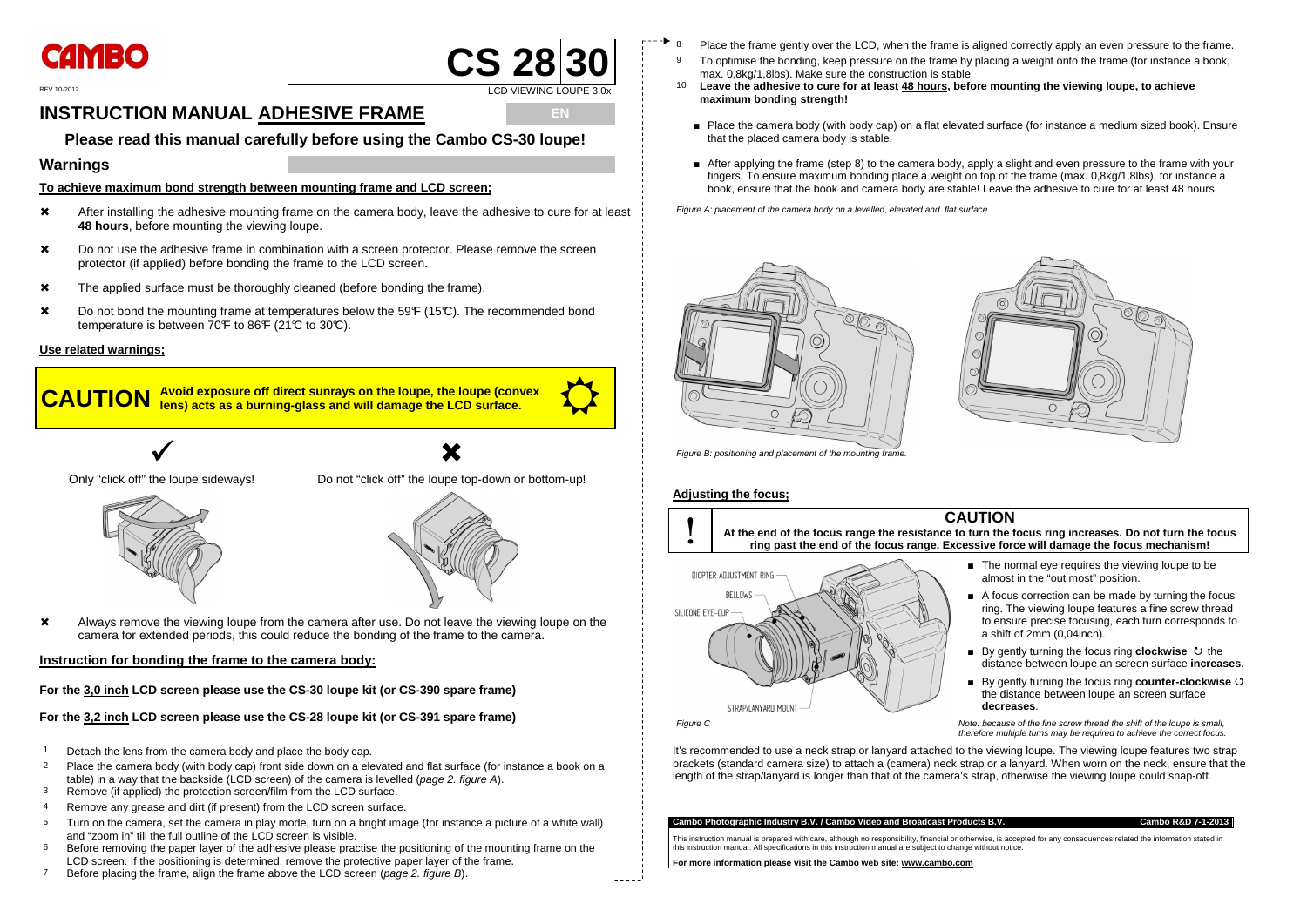CAMBO

REV 10-2012

# CS 28 | 30

LCD VIEWING LOUPE 3.0x

# INSTRUCTION MANUAL ADHESIVE FRAME

EN

## Please read this manual carefully before using the Cambo CS-30 loupe!

## Warnings

**To achieve maximum bond strength between mounting frame and LCD screen;**

- ✖ After installing the adhesive mounting frame on the camera body, leave the adhesive to cure for at least **48 hours**, before mounting the viewing loupe.
- ✖ Do not use the adhesive frame in combination with a screen protector. Please remove the screen protector (if applied) before bonding the frame to the LCD screen.
- ✖ The applied surface must be thoroughly cleaned (before bonding the frame).
- ✖ Do not bond the mounting frame at temperatures below the 59℉ (15℃). The recommended bond temperature is between 70℉ to 86℉ (21℃ to 30℃).

**Use related warnings;**

**CAUTION** **Avoid exposure off direct sunrays on the loupe, the loupe (convex lens) acts as a burning-glass and will damage the LCD surface.**

✓ Only "click off" the loupe sideways!

✖ Do not "click off" the loupe top-down or bottom-up!

- ✖ Always remove the viewing loupe from the camera after use. Do not leave the viewing loupe on the camera for extended periods, this could reduce the bonding of the frame to the camera.

**Instruction for bonding the frame to the camera body:**

**For the 3,0 inch LCD screen please use the CS-30 loupe kit (or CS-390 spare frame)**

**For the 3,2 inch LCD screen please use the CS-28 loupe kit (or CS-391 spare frame)**

1. Detach the lens from the camera body and place the body cap.
2. Place the camera body (with body cap) front side down on a elevated and flat surface (for instance a book on a table) in a way that the backside (LCD screen) of the camera is levelled (*page 2. figure A*).
3. Remove (if applied) the protection screen/film from the LCD surface.
4. Remove any grease and dirt (if present) from the LCD screen surface.
5. Turn on the camera, set the camera in play mode, turn on a bright image (for instance a picture of a white wall) and "zoom in" till the full outline of the LCD screen is visible.
6. Before removing the paper layer of the adhesive please practise the positioning of the mounting frame on the LCD screen. If the positioning is determined, remove the protective paper layer of the frame.
7. Before placing the frame, align the frame above the LCD screen (*page 2. figure B*).
8. Place the frame gently over the LCD, when the frame is aligned correctly apply an even pressure to the frame.
9. To optimise the bonding, keep pressure on the frame by placing a weight onto the frame (for instance a book, max. 0,8kg/1,8lbs). Make sure the construction is stable
10. **Leave the adhesive to cure for at least 48 hours, before mounting the viewing loupe, to achieve maximum bonding strength!**

- Place the camera body (with body cap) on a flat elevated surface (for instance a medium sized book). Ensure that the placed camera body is stable.
- After applying the frame (step 8) to the camera body, apply a slight and even pressure to the frame with your fingers. To ensure maximum bonding place a weight on top of the frame (max. 0,8kg/1,8lbs), for instance a book, ensure that the book and camera body are stable! Leave the adhesive to cure for at least 48 hours.

*Figure A: placement of the camera body on a levelled, elevated and flat surface.*

*Figure B: positioning and placement of the mounting frame.*

**Adjusting the focus;**

**CAUTION**

**At the end of the focus range the resistance to turn the focus ring increases. Do not turn the focus ring past the end of the focus range. Excessive force will damage the focus mechanism!**

DIOPTER ADJUSTMENT RING
BELLOWS
SILICONE EYE-CUP
STRAP/LANYARD MOUNT

*Figure C*

- The normal eye requires the viewing loupe to be almost in the "out most" position.
- A focus correction can be made by turning the focus ring. The viewing loupe features a fine screw thread to ensure precise focusing, each turn corresponds to a shift of 2mm (0,04inch).
- By gently turning the focus ring **clockwise** ↻ the distance between loupe an screen surface **increases**.
- By gently turning the focus ring **counter-clockwise** ↺ the distance between loupe an screen surface **decreases**.

*Note: because of the fine screw thread the shift of the loupe is small, therefore multiple turns may be required to achieve the correct focus.*

It's recommended to use a neck strap or lanyard attached to the viewing loupe. The viewing loupe features two strap brackets (standard camera size) to attach a (camera) neck strap or a lanyard. When worn on the neck, ensure that the length of the strap/lanyard is longer than that of the camera's strap, otherwise the viewing loupe could snap-off.

**Cambo Photographic Industry B.V. / Cambo Video and Broadcast Products B.V.** **Cambo R&D 7-1-2013**

This instruction manual is prepared with care, although no responsibility, financial or otherwise, is accepted for any consequences related the information stated in this instruction manual. All specifications in this instruction manual are subject to change without notice.

**For more information please visit the Cambo web site: www.cambo.com**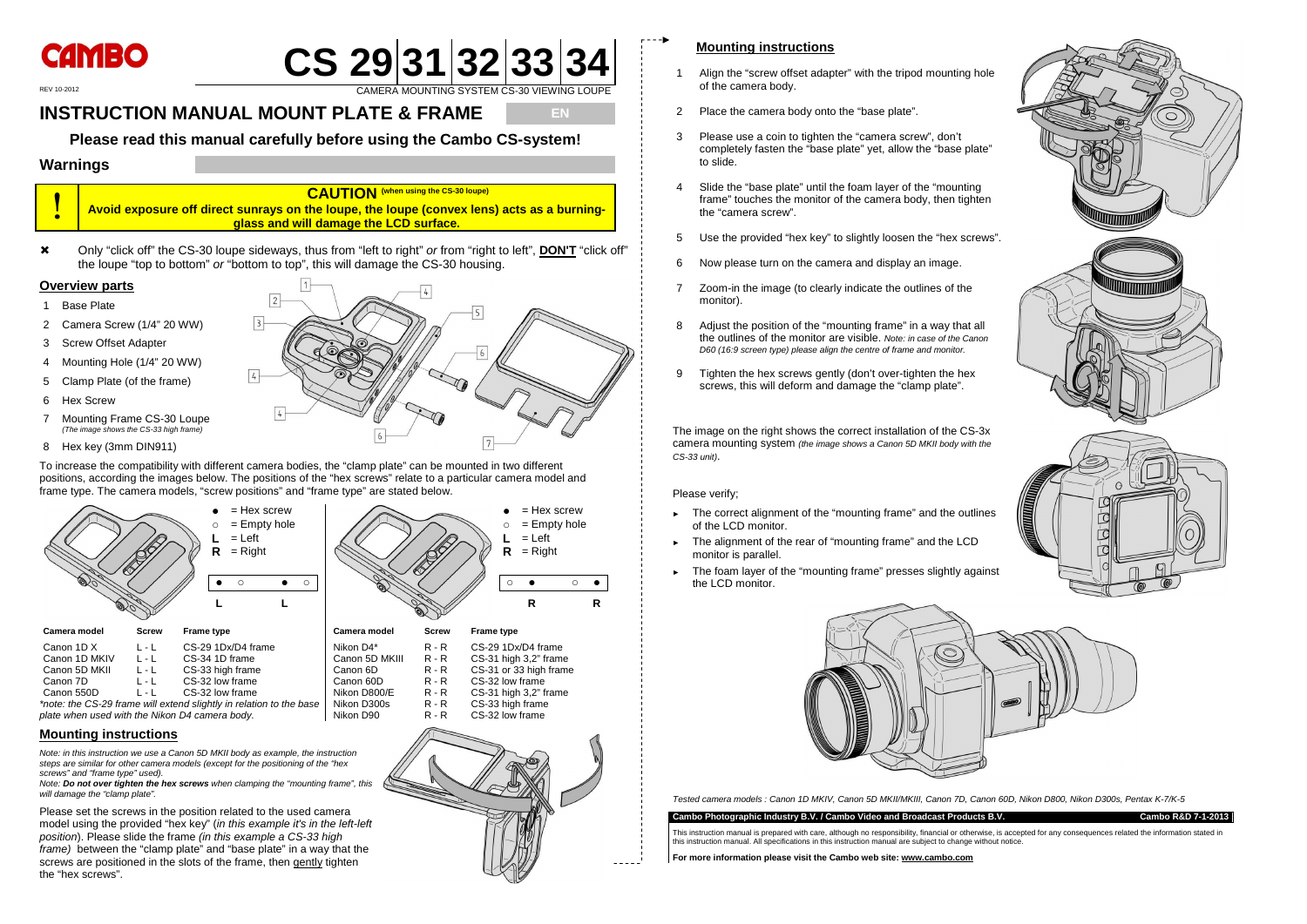CAMBO

# CS 29 | 31 | 32 | 33 | 34

REV 10-2012

CAMERA MOUNTING SYSTEM CS-30 VIEWING LOUPE

# INSTRUCTION MANUAL MOUNT PLATE & FRAME

EN

**Please read this manual carefully before using the Cambo CS-system!**

## Warnings

**CAUTION** (when using the CS-30 loupe)

**Avoid exposure off direct sunrays on the loupe, the loupe (convex lens) acts as a burning-glass and will damage the LCD surface.**

✖ Only "click off" the CS-30 loupe sideways, thus from "left to right" *or* from "right to left", **DON'T** "click off" the loupe "top to bottom" *or* "bottom to top", this will damage the CS-30 housing.

## Overview parts

1. Base Plate
2. Camera Screw (1/4" 20 WW)
3. Screw Offset Adapter
4. Mounting Hole (1/4" 20 WW)
5. Clamp Plate (of the frame)
6. Hex Screw
7. Mounting Frame CS-30 Loupe *(The image shows the CS-33 high frame)*
8. Hex key (3mm DIN911)

To increase the compatibility with different camera bodies, the "clamp plate" can be mounted in two different positions, according the images below. The positions of the "hex screws" relate to a particular camera model and frame type. The camera models, "screw positions" and "frame type" are stated below.

● = Hex screw
○ = Empty hole
**L** = Left
**R** = Right

● ○ ● ○
L L

| Camera model | Screw | Frame type |
|---|---|---|
| Canon 1D X | L - L | CS-29 1Dx/D4 frame |
| Canon 1D MKIV | L - L | CS-34 1D frame |
| Canon 5D MKII | L - L | CS-33 high frame |
| Canon 7D | L - L | CS-32 low frame |
| Canon 550D | L - L | CS-32 low frame |

*\*note: the CS-29 frame will extend slightly in relation to the base plate when used with the Nikon D4 camera body.*

● = Hex screw
○ = Empty hole
**L** = Left
**R** = Right

○ ● ○ ●
R R

| Camera model | Screw | Frame type |
|---|---|---|
| Nikon D4* | R - R | CS-29 1Dx/D4 frame |
| Canon 5D MKIII | R - R | CS-31 high 3,2" frame |
| Canon 6D | R - R | CS-31 or 33 high frame |
| Canon 60D | R - R | CS-32 low frame |
| Nikon D800/E | R - R | CS-31 high 3,2" frame |
| Nikon D300s | R - R | CS-33 high frame |
| Nikon D90 | R - R | CS-32 low frame |

## Mounting instructions

*Note: in this instruction we use a Canon 5D MKII body as example, the instruction steps are similar for other camera models (except for the positioning of the "hex screws" and "frame type" used).*

*Note: **Do not over tighten the hex screws** when clamping the "mounting frame", this will damage the "clamp plate".*

Please set the screws in the position related to the used camera model using the provided "hex key" (*in this example it's in the left-left position*). Please slide the frame *(in this example a CS-33 high frame)* between the "clamp plate" and "base plate" in a way that the screws are positioned in the slots of the frame, then gently tighten the "hex screws".

## Mounting instructions

1. Align the "screw offset adapter" with the tripod mounting hole of the camera body.
2. Place the camera body onto the "base plate".
3. Please use a coin to tighten the "camera screw", don't completely fasten the "base plate" yet, allow the "base plate" to slide.
4. Slide the "base plate" until the foam layer of the "mounting frame" touches the monitor of the camera body, then tighten the "camera screw".
5. Use the provided "hex key" to slightly loosen the "hex screws".
6. Now please turn on the camera and display an image.
7. Zoom-in the image (to clearly indicate the outlines of the monitor).
8. Adjust the position of the "mounting frame" in a way that all the outlines of the monitor are visible. *Note: in case of the Canon D60 (16:9 screen type) please align the centre of frame and monitor.*
9. Tighten the hex screws gently (don't over-tighten the hex screws, this will deform and damage the "clamp plate".

The image on the right shows the correct installation of the CS-3x camera mounting system *(the image shows a Canon 5D MKII body with the CS-33 unit)*.

Please verify;

- The correct alignment of the "mounting frame" and the outlines of the LCD monitor.
- The alignment of the rear of "mounting frame" and the LCD monitor is parallel.
- The foam layer of the "mounting frame" presses slightly against the LCD monitor.

*Tested camera models : Canon 1D MKIV, Canon 5D MKII/MKIII, Canon 7D, Canon 60D, Nikon D800, Nikon D300s, Pentax K-7/K-5*

**Cambo Photographic Industry B.V. / Cambo Video and Broadcast Products B.V.** **Cambo R&D 7-1-2013**

This instruction manual is prepared with care, although no responsibility, financial or otherwise, is accepted for any consequences related the information stated in this instruction manual. All specifications in this instruction manual are subject to change without notice.

**For more information please visit the Cambo web site: www.cambo.com**